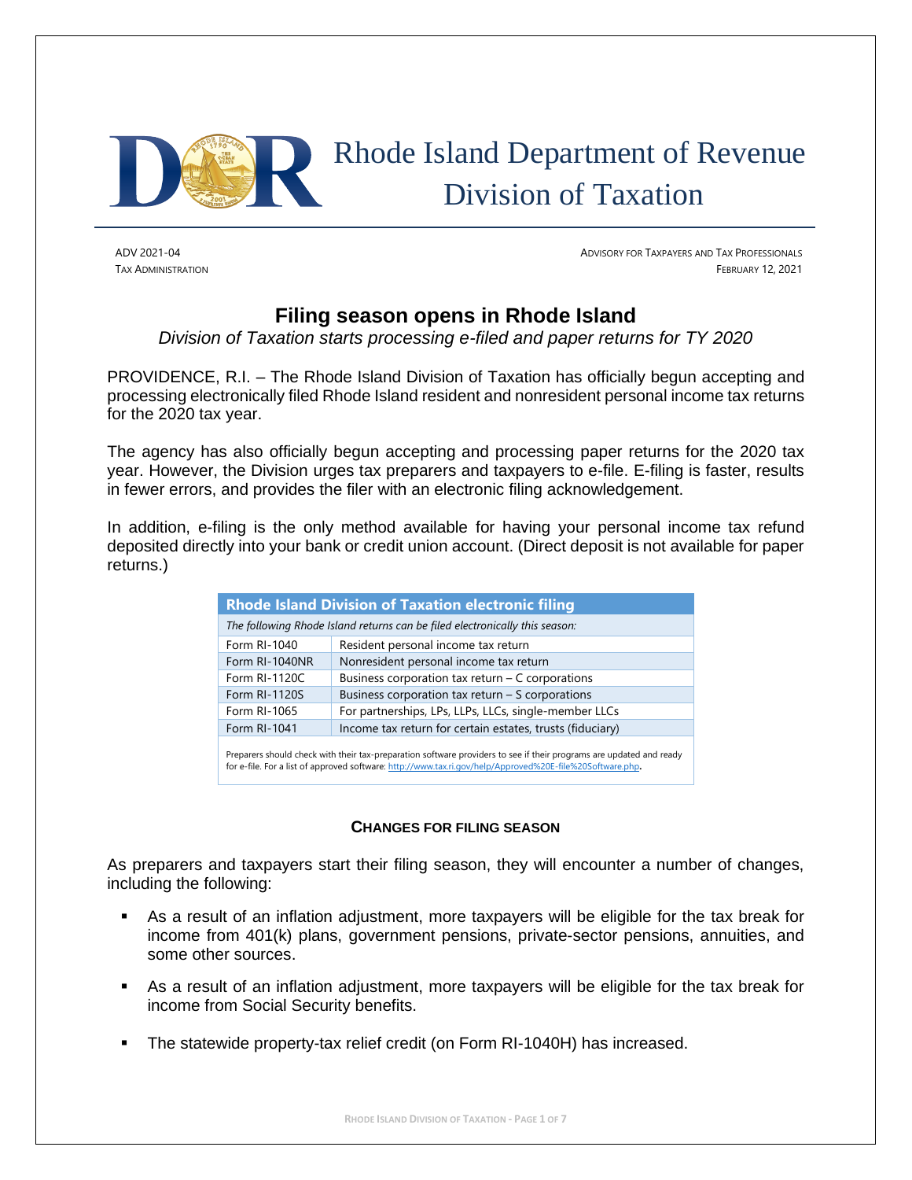# Rhode Island Department of Revenue
## Division of Taxation

ADV 2021-04
TAX ADMINISTRATION

ADVISORY FOR TAXPAYERS AND TAX PROFESSIONALS
FEBRUARY 12, 2021

## Filing season opens in Rhode Island

*Division of Taxation starts processing e-filed and paper returns for TY 2020*

PROVIDENCE, R.I. – The Rhode Island Division of Taxation has officially begun accepting and processing electronically filed Rhode Island resident and nonresident personal income tax returns for the 2020 tax year.

The agency has also officially begun accepting and processing paper returns for the 2020 tax year. However, the Division urges tax preparers and taxpayers to e-file. E-filing is faster, results in fewer errors, and provides the filer with an electronic filing acknowledgement.

In addition, e-filing is the only method available for having your personal income tax refund deposited directly into your bank or credit union account. (Direct deposit is not available for paper returns.)

| Rhode Island Division of Taxation electronic filing | |
|---|---|
| *The following Rhode Island returns can be filed electronically this season:* | |
| Form RI-1040 | Resident personal income tax return |
| Form RI-1040NR | Nonresident personal income tax return |
| Form RI-1120C | Business corporation tax return – C corporations |
| Form RI-1120S | Business corporation tax return – S corporations |
| Form RI-1065 | For partnerships, LPs, LLPs, LLCs, single-member LLCs |
| Form RI-1041 | Income tax return for certain estates, trusts (fiduciary) |

Preparers should check with their tax-preparation software providers to see if their programs are updated and ready for e-file. For a list of approved software: http://www.tax.ri.gov/help/Approved%20E-file%20Software.php.

### CHANGES FOR FILING SEASON

As preparers and taxpayers start their filing season, they will encounter a number of changes, including the following:

- As a result of an inflation adjustment, more taxpayers will be eligible for the tax break for income from 401(k) plans, government pensions, private-sector pensions, annuities, and some other sources.
- As a result of an inflation adjustment, more taxpayers will be eligible for the tax break for income from Social Security benefits.
- The statewide property-tax relief credit (on Form RI-1040H) has increased.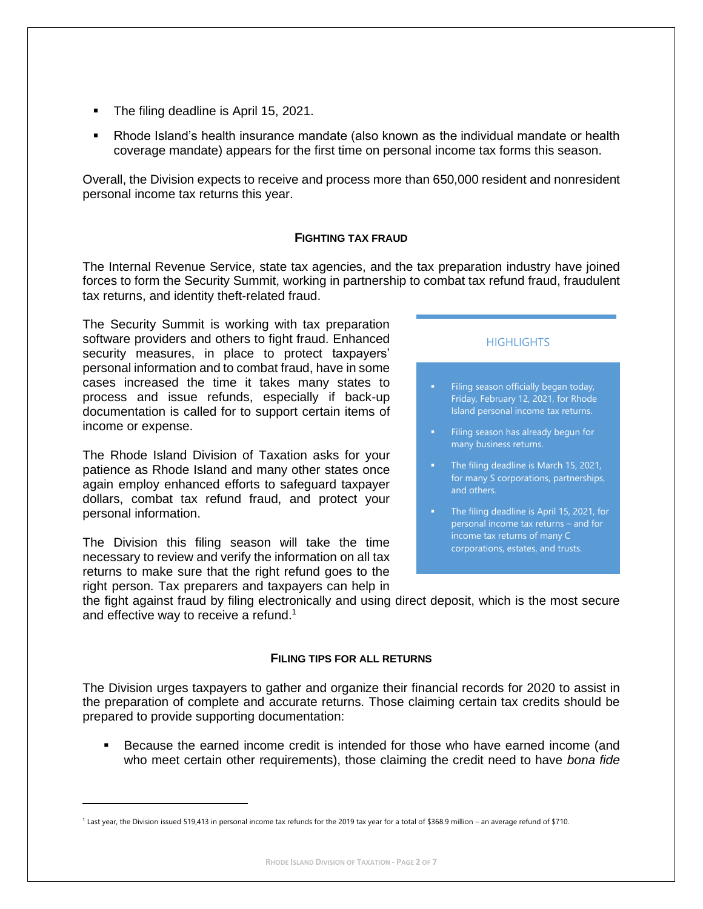- The filing deadline is April 15, 2021.
- Rhode Island's health insurance mandate (also known as the individual mandate or health coverage mandate) appears for the first time on personal income tax forms this season.

Overall, the Division expects to receive and process more than 650,000 resident and nonresident personal income tax returns this year.

### FIGHTING TAX FRAUD

The Internal Revenue Service, state tax agencies, and the tax preparation industry have joined forces to form the Security Summit, working in partnership to combat tax refund fraud, fraudulent tax returns, and identity theft-related fraud.

The Security Summit is working with tax preparation software providers and others to fight fraud. Enhanced security measures, in place to protect taxpayers' personal information and to combat fraud, have in some cases increased the time it takes many states to process and issue refunds, especially if back-up documentation is called for to support certain items of income or expense.

The Rhode Island Division of Taxation asks for your patience as Rhode Island and many other states once again employ enhanced efforts to safeguard taxpayer dollars, combat tax refund fraud, and protect your personal information.

The Division this filing season will take the time necessary to review and verify the information on all tax returns to make sure that the right refund goes to the right person. Tax preparers and taxpayers can help in the fight against fraud by filing electronically and using direct deposit, which is the most secure and effective way to receive a refund.[1]

> **HIGHLIGHTS**
>
> - Filing season officially began today, Friday, February 12, 2021, for Rhode Island personal income tax returns.
> - Filing season has already begun for many business returns.
> - The filing deadline is March 15, 2021, for many S corporations, partnerships, and others.
> - The filing deadline is April 15, 2021, for personal income tax returns – and for income tax returns of many C corporations, estates, and trusts.

### FILING TIPS FOR ALL RETURNS

The Division urges taxpayers to gather and organize their financial records for 2020 to assist in the preparation of complete and accurate returns. Those claiming certain tax credits should be prepared to provide supporting documentation:

- Because the earned income credit is intended for those who have earned income (and who meet certain other requirements), those claiming the credit need to have *bona fide*

[1] Last year, the Division issued 519,413 in personal income tax refunds for the 2019 tax year for a total of $368.9 million – an average refund of $710.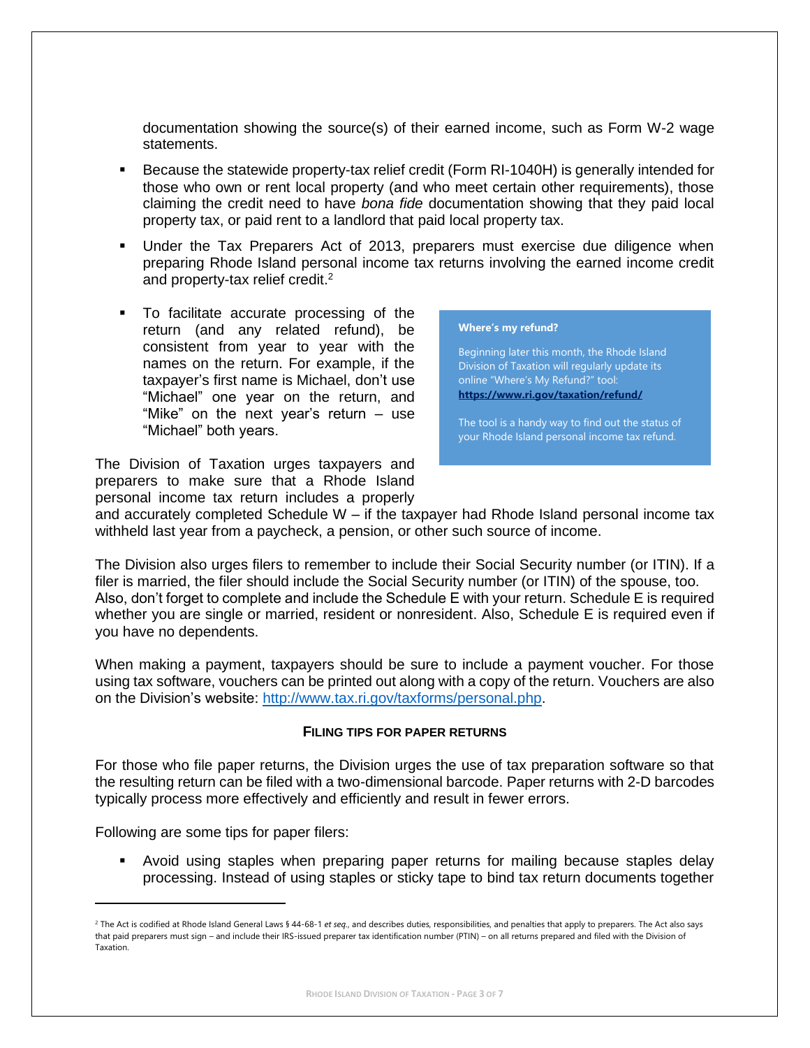documentation showing the source(s) of their earned income, such as Form W-2 wage statements.

- Because the statewide property-tax relief credit (Form RI-1040H) is generally intended for those who own or rent local property (and who meet certain other requirements), those claiming the credit need to have *bona fide* documentation showing that they paid local property tax, or paid rent to a landlord that paid local property tax.
- Under the Tax Preparers Act of 2013, preparers must exercise due diligence when preparing Rhode Island personal income tax returns involving the earned income credit and property-tax relief credit.[2]
- To facilitate accurate processing of the return (and any related refund), be consistent from year to year with the names on the return. For example, if the taxpayer's first name is Michael, don't use "Michael" one year on the return, and "Mike" on the next year's return – use "Michael" both years.

> **Where's my refund?**
>
> Beginning later this month, the Rhode Island Division of Taxation will regularly update its online "Where's My Refund?" tool: **https://www.ri.gov/taxation/refund/**
>
> The tool is a handy way to find out the status of your Rhode Island personal income tax refund.

The Division of Taxation urges taxpayers and preparers to make sure that a Rhode Island personal income tax return includes a properly and accurately completed Schedule W – if the taxpayer had Rhode Island personal income tax withheld last year from a paycheck, a pension, or other such source of income.

The Division also urges filers to remember to include their Social Security number (or ITIN). If a filer is married, the filer should include the Social Security number (or ITIN) of the spouse, too. Also, don't forget to complete and include the Schedule E with your return. Schedule E is required whether you are single or married, resident or nonresident. Also, Schedule E is required even if you have no dependents.

When making a payment, taxpayers should be sure to include a payment voucher. For those using tax software, vouchers can be printed out along with a copy of the return. Vouchers are also on the Division's website: http://www.tax.ri.gov/taxforms/personal.php.

### FILING TIPS FOR PAPER RETURNS

For those who file paper returns, the Division urges the use of tax preparation software so that the resulting return can be filed with a two-dimensional barcode. Paper returns with 2-D barcodes typically process more effectively and efficiently and result in fewer errors.

Following are some tips for paper filers:

- Avoid using staples when preparing paper returns for mailing because staples delay processing. Instead of using staples or sticky tape to bind tax return documents together

---

[2] The Act is codified at Rhode Island General Laws § 44-68-1 *et seq.*, and describes duties, responsibilities, and penalties that apply to preparers. The Act also says that paid preparers must sign – and include their IRS-issued preparer tax identification number (PTIN) – on all returns prepared and filed with the Division of Taxation.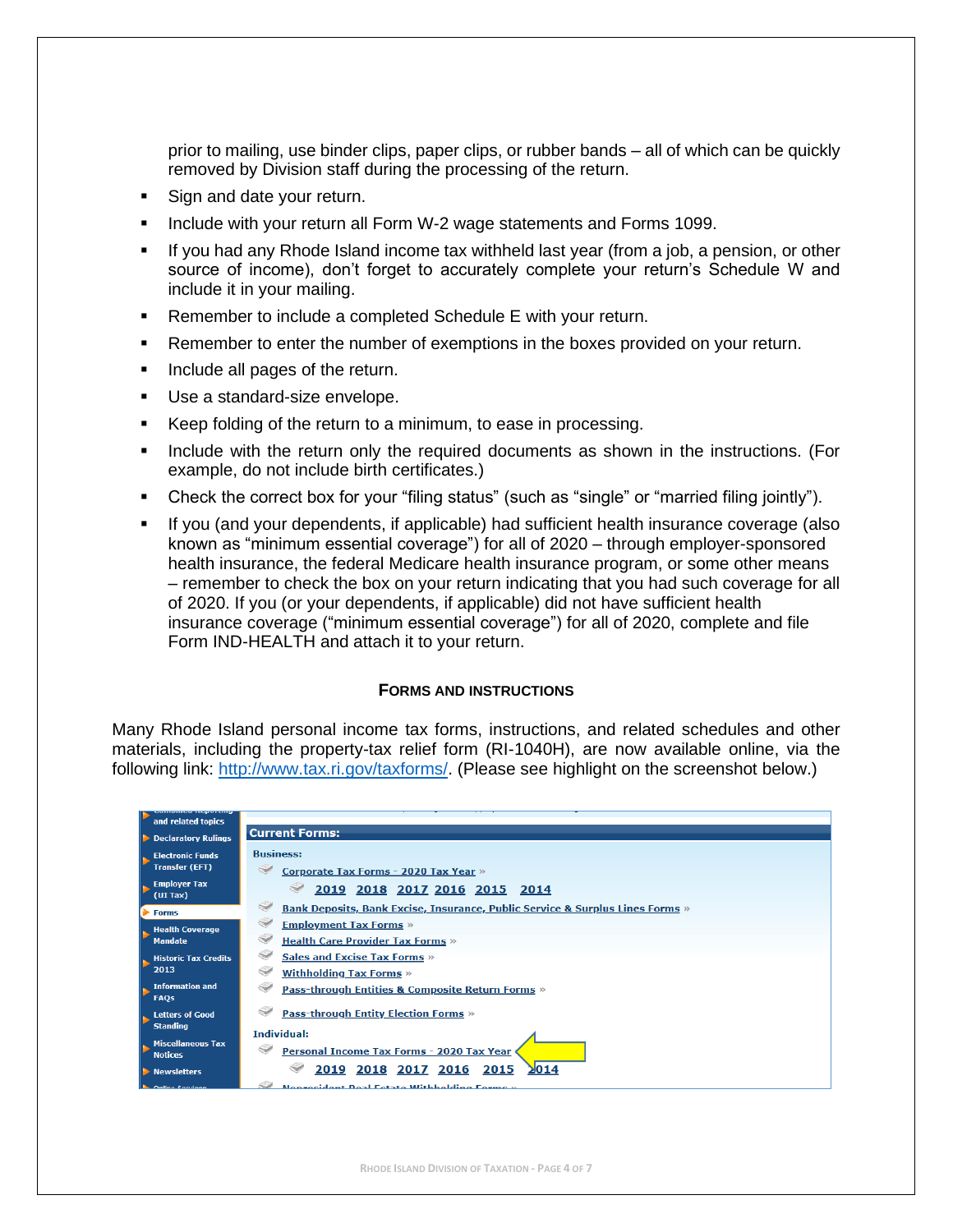prior to mailing, use binder clips, paper clips, or rubber bands – all of which can be quickly removed by Division staff during the processing of the return.

- Sign and date your return.
- Include with your return all Form W-2 wage statements and Forms 1099.
- If you had any Rhode Island income tax withheld last year (from a job, a pension, or other source of income), don't forget to accurately complete your return's Schedule W and include it in your mailing.
- Remember to include a completed Schedule E with your return.
- Remember to enter the number of exemptions in the boxes provided on your return.
- Include all pages of the return.
- Use a standard-size envelope.
- Keep folding of the return to a minimum, to ease in processing.
- Include with the return only the required documents as shown in the instructions. (For example, do not include birth certificates.)
- Check the correct box for your "filing status" (such as "single" or "married filing jointly").
- If you (and your dependents, if applicable) had sufficient health insurance coverage (also known as "minimum essential coverage") for all of 2020 – through employer-sponsored health insurance, the federal Medicare health insurance program, or some other means – remember to check the box on your return indicating that you had such coverage for all of 2020. If you (or your dependents, if applicable) did not have sufficient health insurance coverage ("minimum essential coverage") for all of 2020, complete and file Form IND-HEALTH and attach it to your return.

## FORMS AND INSTRUCTIONS

Many Rhode Island personal income tax forms, instructions, and related schedules and other materials, including the property-tax relief form (RI-1040H), are now available online, via the following link: http://www.tax.ri.gov/taxforms/. (Please see highlight on the screenshot below.)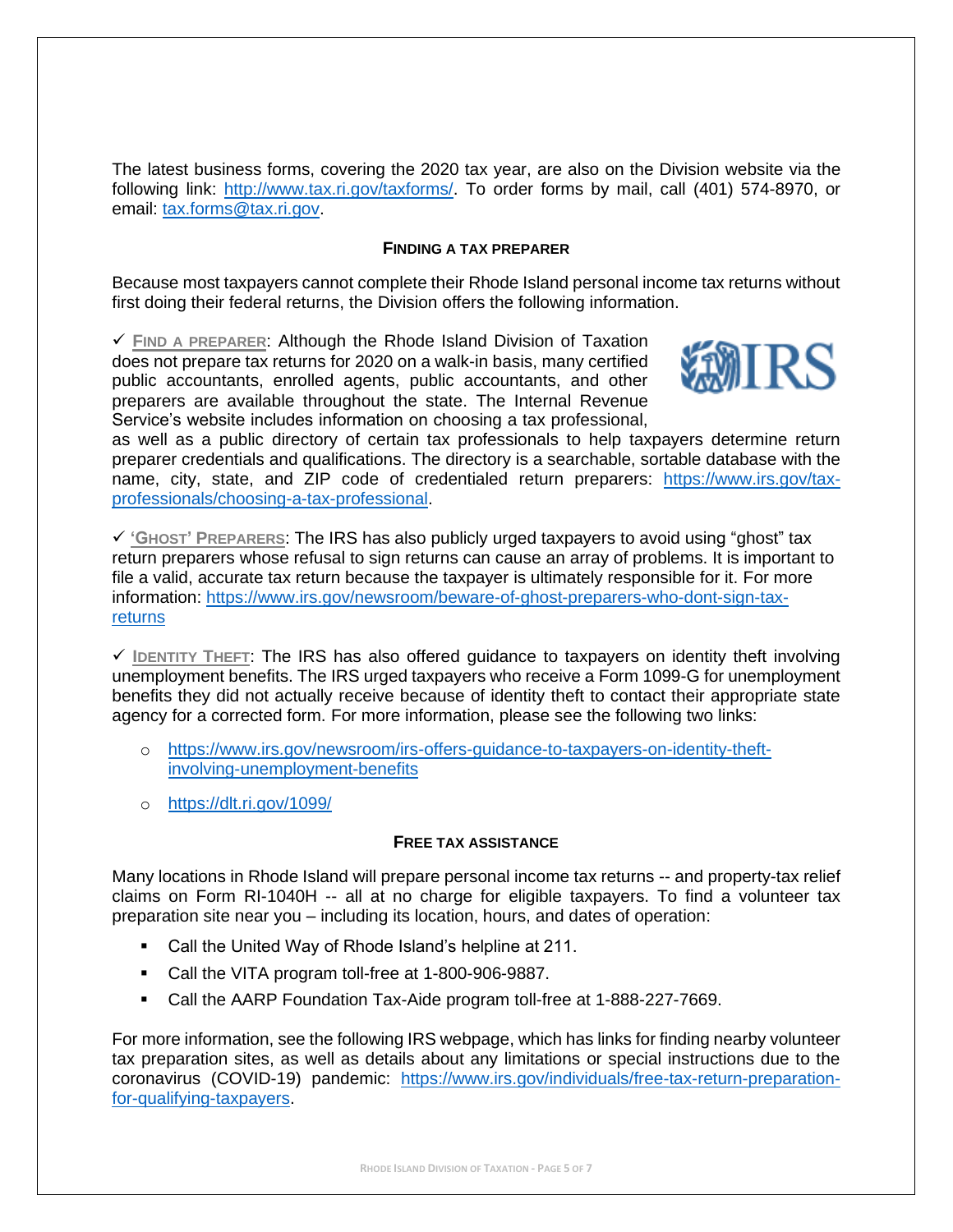The latest business forms, covering the 2020 tax year, are also on the Division website via the following link: http://www.tax.ri.gov/taxforms/. To order forms by mail, call (401) 574-8970, or email: tax.forms@tax.ri.gov.

### FINDING A TAX PREPARER

Because most taxpayers cannot complete their Rhode Island personal income tax returns without first doing their federal returns, the Division offers the following information.

✓ **FIND A PREPARER**: Although the Rhode Island Division of Taxation does not prepare tax returns for 2020 on a walk-in basis, many certified public accountants, enrolled agents, public accountants, and other preparers are available throughout the state. The Internal Revenue Service's website includes information on choosing a tax professional, as well as a public directory of certain tax professionals to help taxpayers determine return preparer credentials and qualifications. The directory is a searchable, sortable database with the name, city, state, and ZIP code of credentialed return preparers: https://www.irs.gov/tax-professionals/choosing-a-tax-professional.

✓ **'GHOST' PREPARERS**: The IRS has also publicly urged taxpayers to avoid using "ghost" tax return preparers whose refusal to sign returns can cause an array of problems. It is important to file a valid, accurate tax return because the taxpayer is ultimately responsible for it. For more information: https://www.irs.gov/newsroom/beware-of-ghost-preparers-who-dont-sign-tax-returns

✓ **IDENTITY THEFT**: The IRS has also offered guidance to taxpayers on identity theft involving unemployment benefits. The IRS urged taxpayers who receive a Form 1099-G for unemployment benefits they did not actually receive because of identity theft to contact their appropriate state agency for a corrected form. For more information, please see the following two links:

- https://www.irs.gov/newsroom/irs-offers-guidance-to-taxpayers-on-identity-theft-involving-unemployment-benefits
- https://dlt.ri.gov/1099/

### FREE TAX ASSISTANCE

Many locations in Rhode Island will prepare personal income tax returns -- and property-tax relief claims on Form RI-1040H -- all at no charge for eligible taxpayers. To find a volunteer tax preparation site near you – including its location, hours, and dates of operation:

- Call the United Way of Rhode Island's helpline at 211.
- Call the VITA program toll-free at 1-800-906-9887.
- Call the AARP Foundation Tax-Aide program toll-free at 1-888-227-7669.

For more information, see the following IRS webpage, which has links for finding nearby volunteer tax preparation sites, as well as details about any limitations or special instructions due to the coronavirus (COVID-19) pandemic: https://www.irs.gov/individuals/free-tax-return-preparation-for-qualifying-taxpayers.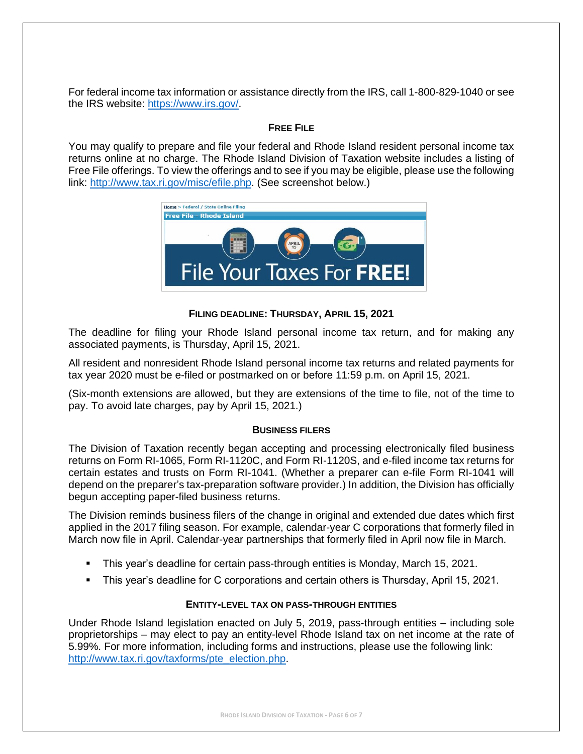For federal income tax information or assistance directly from the IRS, call 1-800-829-1040 or see the IRS website: https://www.irs.gov/.

### FREE FILE

You may qualify to prepare and file your federal and Rhode Island resident personal income tax returns online at no charge. The Rhode Island Division of Taxation website includes a listing of Free File offerings. To view the offerings and to see if you may be eligible, please use the following link: http://www.tax.ri.gov/misc/efile.php. (See screenshot below.)

### FILING DEADLINE: THURSDAY, APRIL 15, 2021

The deadline for filing your Rhode Island personal income tax return, and for making any associated payments, is Thursday, April 15, 2021.

All resident and nonresident Rhode Island personal income tax returns and related payments for tax year 2020 must be e-filed or postmarked on or before 11:59 p.m. on April 15, 2021.

(Six-month extensions are allowed, but they are extensions of the time to file, not of the time to pay. To avoid late charges, pay by April 15, 2021.)

### BUSINESS FILERS

The Division of Taxation recently began accepting and processing electronically filed business returns on Form RI-1065, Form RI-1120C, and Form RI-1120S, and e-filed income tax returns for certain estates and trusts on Form RI-1041. (Whether a preparer can e-file Form RI-1041 will depend on the preparer's tax-preparation software provider.) In addition, the Division has officially begun accepting paper-filed business returns.

The Division reminds business filers of the change in original and extended due dates which first applied in the 2017 filing season. For example, calendar-year C corporations that formerly filed in March now file in April. Calendar-year partnerships that formerly filed in April now file in March.

- This year's deadline for certain pass-through entities is Monday, March 15, 2021.
- This year's deadline for C corporations and certain others is Thursday, April 15, 2021.

### ENTITY-LEVEL TAX ON PASS-THROUGH ENTITIES

Under Rhode Island legislation enacted on July 5, 2019, pass-through entities – including sole proprietorships – may elect to pay an entity-level Rhode Island tax on net income at the rate of 5.99%. For more information, including forms and instructions, please use the following link: http://www.tax.ri.gov/taxforms/pte_election.php.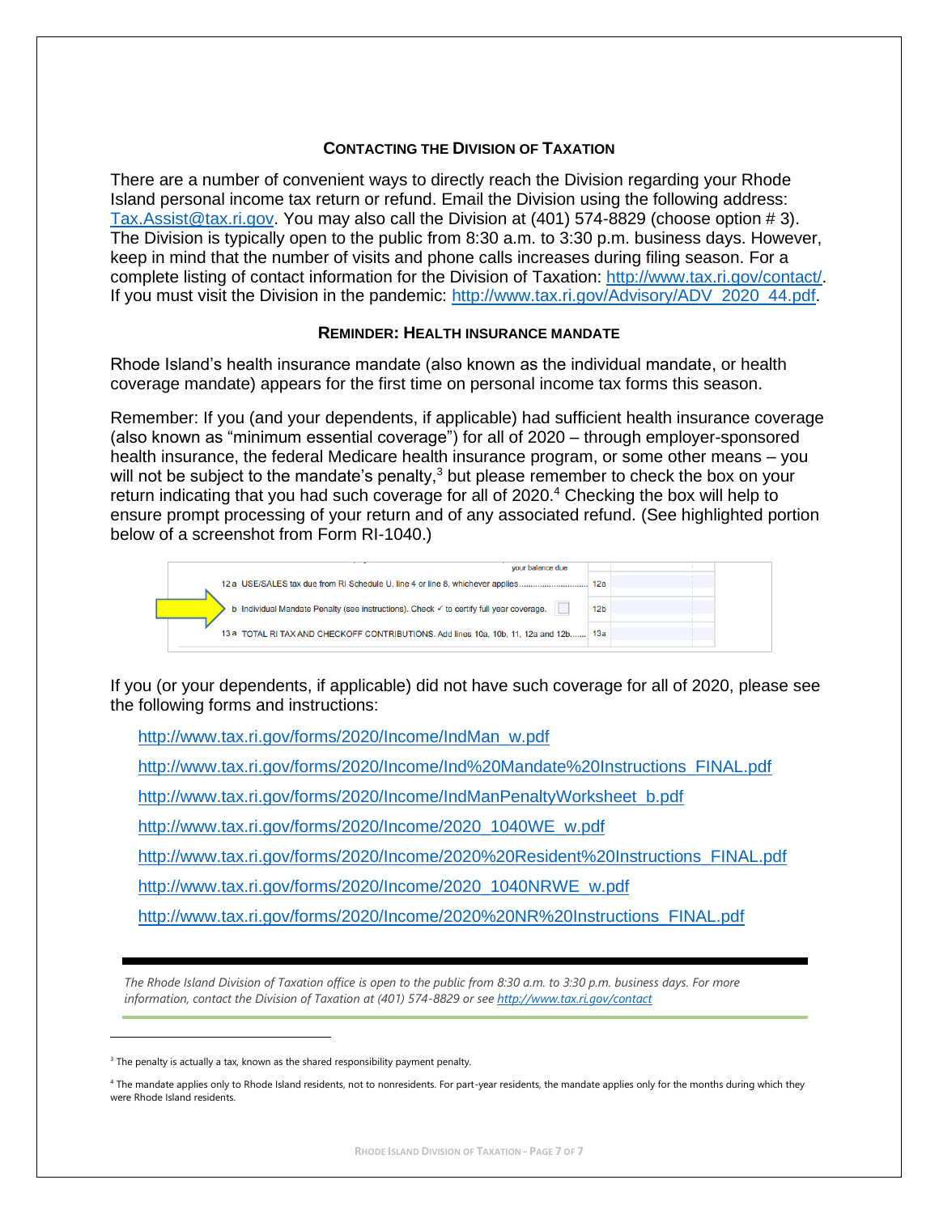### CONTACTING THE DIVISION OF TAXATION

There are a number of convenient ways to directly reach the Division regarding your Rhode Island personal income tax return or refund. Email the Division using the following address: Tax.Assist@tax.ri.gov. You may also call the Division at (401) 574-8829 (choose option # 3). The Division is typically open to the public from 8:30 a.m. to 3:30 p.m. business days. However, keep in mind that the number of visits and phone calls increases during filing season. For a complete listing of contact information for the Division of Taxation: http://www.tax.ri.gov/contact/. If you must visit the Division in the pandemic: http://www.tax.ri.gov/Advisory/ADV_2020_44.pdf.

### REMINDER: HEALTH INSURANCE MANDATE

Rhode Island's health insurance mandate (also known as the individual mandate, or health coverage mandate) appears for the first time on personal income tax forms this season.

Remember: If you (and your dependents, if applicable) had sufficient health insurance coverage (also known as "minimum essential coverage") for all of 2020 – through employer-sponsored health insurance, the federal Medicare health insurance program, or some other means – you will not be subject to the mandate's penalty,[3] but please remember to check the box on your return indicating that you had such coverage for all of 2020.[4] Checking the box will help to ensure prompt processing of your return and of any associated refund. (See highlighted portion below of a screenshot from Form RI-1040.)

your balance due

12a USE/SALES tax due from RI Schedule U, line 4 or line 8, whichever applies .......... 12a

b Individual Mandate Penalty (see instructions). Check ✓ to certify full year coverage. 12b

13a TOTAL RI TAX AND CHECKOFF CONTRIBUTIONS. Add lines 10a, 10b, 11, 12a and 12b....... 13a

If you (or your dependents, if applicable) did not have such coverage for all of 2020, please see the following forms and instructions:

http://www.tax.ri.gov/forms/2020/Income/IndMan_w.pdf

http://www.tax.ri.gov/forms/2020/Income/Ind%20Mandate%20Instructions_FINAL.pdf

http://www.tax.ri.gov/forms/2020/Income/IndManPenaltyWorksheet_b.pdf

http://www.tax.ri.gov/forms/2020/Income/2020_1040WE_w.pdf

http://www.tax.ri.gov/forms/2020/Income/2020%20Resident%20Instructions_FINAL.pdf

http://www.tax.ri.gov/forms/2020/Income/2020_1040NRWE_w.pdf

http://www.tax.ri.gov/forms/2020/Income/2020%20NR%20Instructions_FINAL.pdf

---

*The Rhode Island Division of Taxation office is open to the public from 8:30 a.m. to 3:30 p.m. business days. For more information, contact the Division of Taxation at (401) 574-8829 or see http://www.tax.ri.gov/contact*

---

[3] The penalty is actually a tax, known as the shared responsibility payment penalty.

[4] The mandate applies only to Rhode Island residents, not to nonresidents. For part-year residents, the mandate applies only for the months during which they were Rhode Island residents.